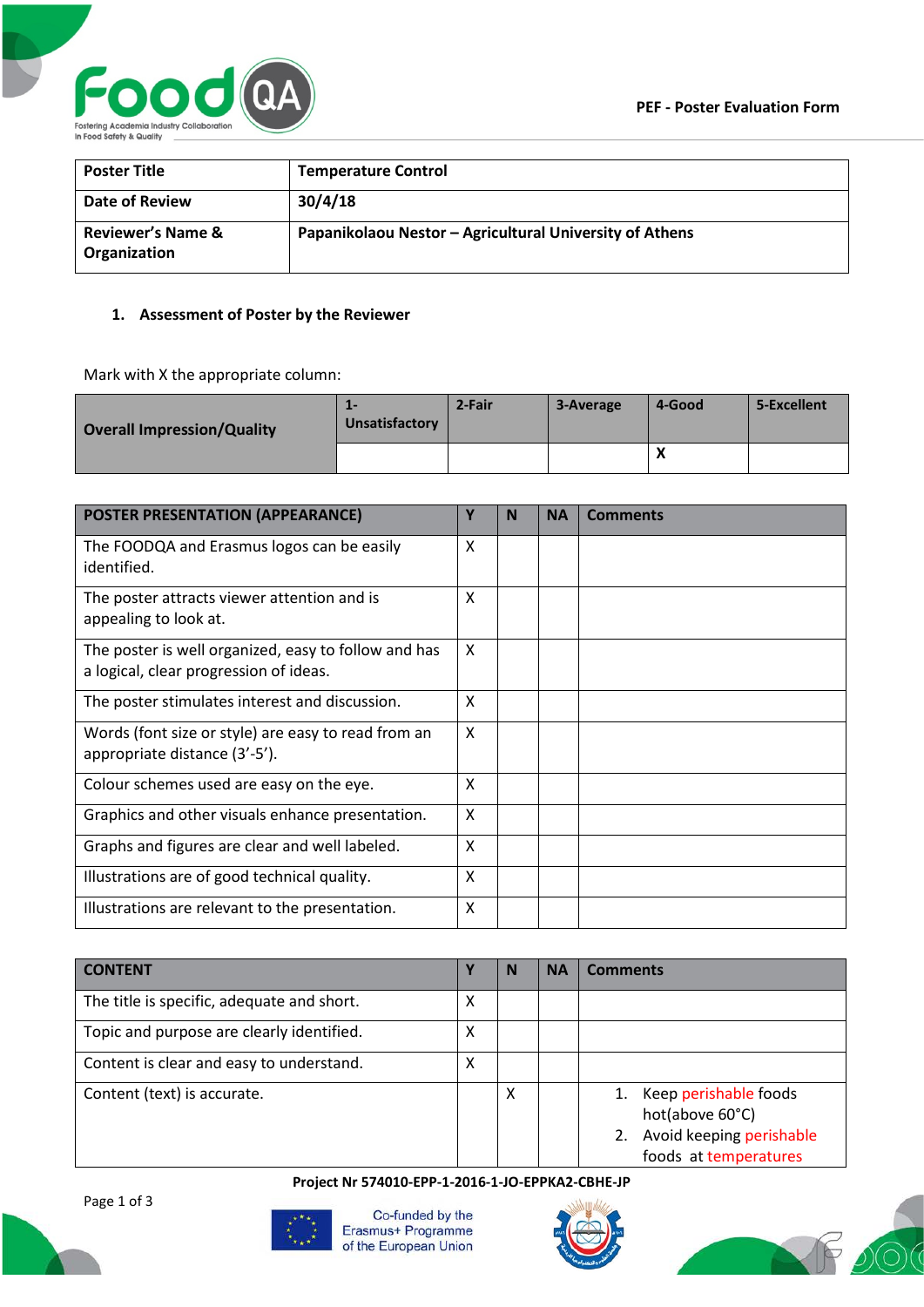**PEF - Poster Evaluation Form**

| **Poster Title** | **Temperature Control** |
|---|---|
| **Date of Review** | **30/4/18** |
| **Reviewer's Name & Organization** | **Papanikolaou Nestor – Agricultural University of Athens** |

## 1. Assessment of Poster by the Reviewer

Mark with X the appropriate column:

| **Overall Impression/Quality** | **1-Unsatisfactory** | **2-Fair** | **3-Average** | **4-Good** | **5-Excellent** |
|---|---|---|---|---|---|
| | | | | **X** | |

| **POSTER PRESENTATION (APPEARANCE)** | **Y** | **N** | **NA** | **Comments** |
|---|---|---|---|---|
| The FOODQA and Erasmus logos can be easily identified. | X | | | |
| The poster attracts viewer attention and is appealing to look at. | X | | | |
| The poster is well organized, easy to follow and has a logical, clear progression of ideas. | X | | | |
| The poster stimulates interest and discussion. | X | | | |
| Words (font size or style) are easy to read from an appropriate distance (3'-5'). | X | | | |
| Colour schemes used are easy on the eye. | X | | | |
| Graphics and other visuals enhance presentation. | X | | | |
| Graphs and figures are clear and well labeled. | X | | | |
| Illustrations are of good technical quality. | X | | | |
| Illustrations are relevant to the presentation. | X | | | |

| **CONTENT** | **Y** | **N** | **NA** | **Comments** |
|---|---|---|---|---|
| The title is specific, adequate and short. | X | | | |
| Topic and purpose are clearly identified. | X | | | |
| Content is clear and easy to understand. | X | | | |
| Content (text) is accurate. | | X | | 1. Keep perishable foods hot(above 60°C) 2. Avoid keeping perishable foods at temperatures |

Project Nr 574010-EPP-1-2016-1-JO-EPPKA2-CBHE-JP

Co-funded by the Erasmus+ Programme of the European Union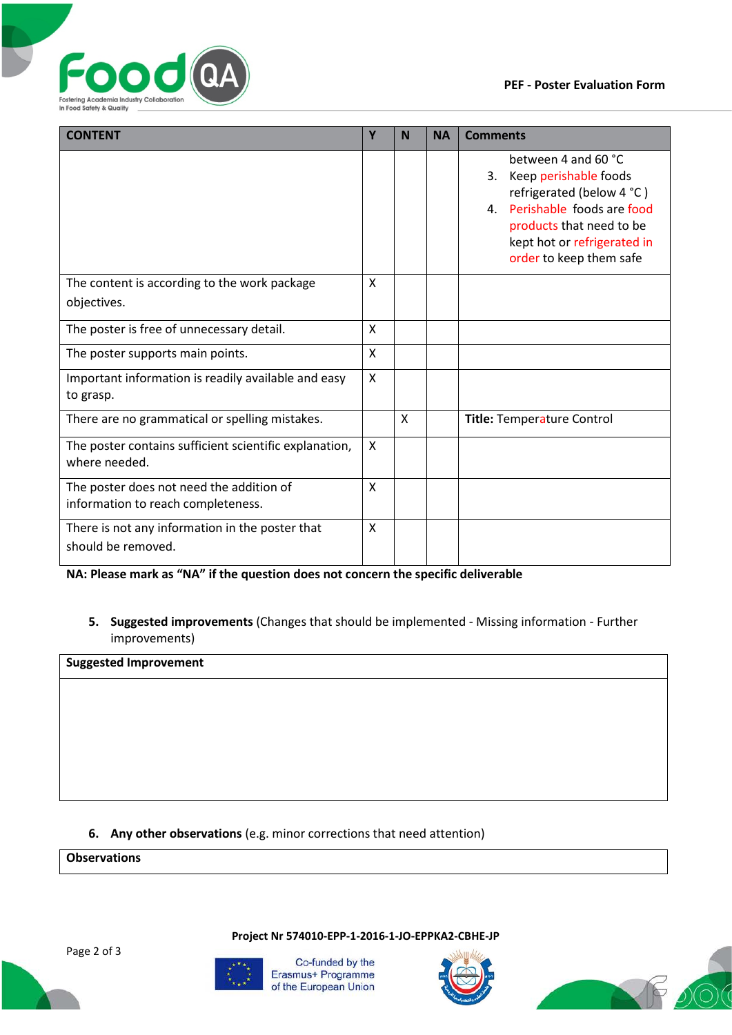| CONTENT | Y | N | NA | Comments |
|---|---|---|---|---|
| | | | | between 4 and 60 °C<br>3. Keep perishable foods refrigerated (below 4 °C )<br>4. Perishable foods are food products that need to be kept hot or refrigerated in order to keep them safe |
| The content is according to the work package objectives. | X | | | |
| The poster is free of unnecessary detail. | X | | | |
| The poster supports main points. | X | | | |
| Important information is readily available and easy to grasp. | X | | | |
| There are no grammatical or spelling mistakes. | | X | | **Title:** Temperature Control |
| The poster contains sufficient scientific explanation, where needed. | X | | | |
| The poster does not need the addition of information to reach completeness. | X | | | |
| There is not any information in the poster that should be removed. | X | | | |

**NA: Please mark as "NA" if the question does not concern the specific deliverable**

5. **Suggested improvements** (Changes that should be implemented - Missing information - Further improvements)

| Suggested Improvement |
|---|
| |

6. **Any other observations** (e.g. minor corrections that need attention)

| Observations |
|---|

**Project Nr 574010-EPP-1-2016-1-JO-EPPKA2-CBHE-JP**

Co-funded by the Erasmus+ Programme of the European Union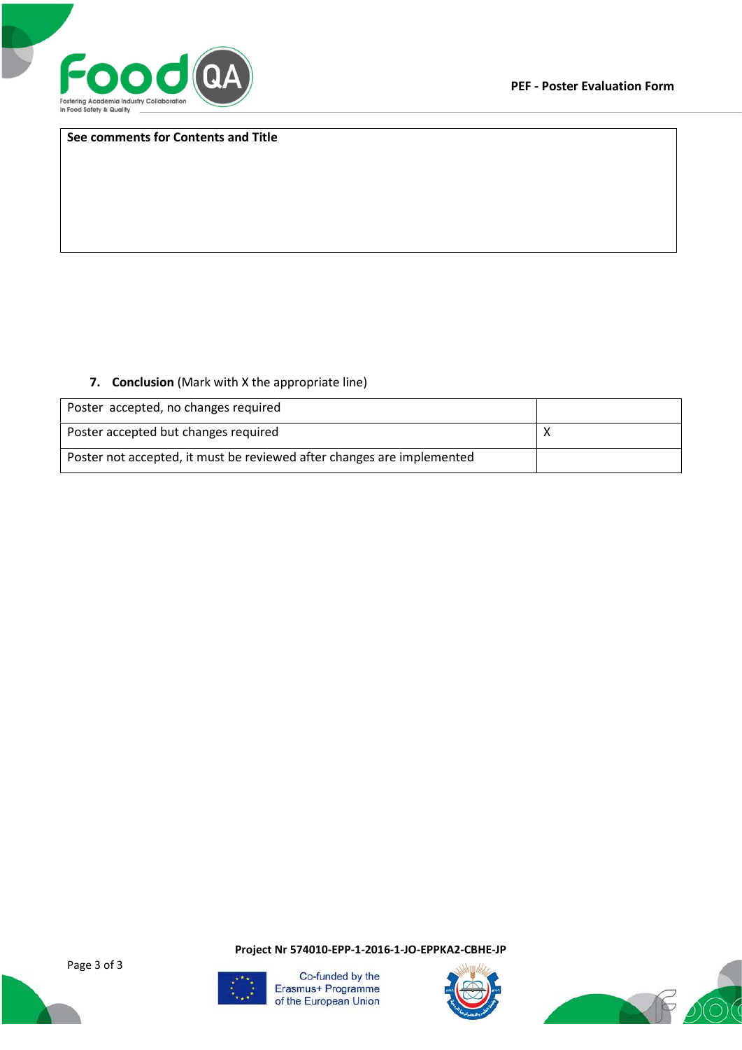| See comments for Contents and Title |
| --- |

7. **Conclusion** (Mark with X the appropriate line)

| | |
| --- | --- |
| Poster accepted, no changes required | |
| Poster accepted but changes required | X |
| Poster not accepted, it must be reviewed after changes are implemented | |